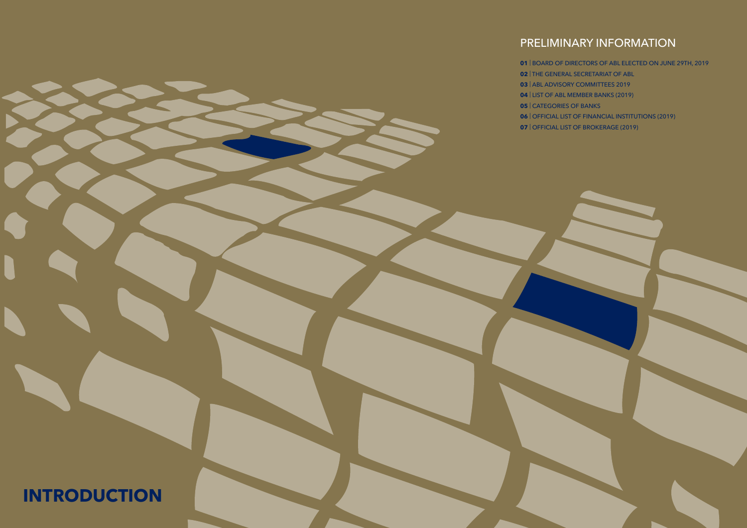# INTRODUCTION

## PRELIMINARY INFORMATION

**01** | BOARD OF DIRECTORS OF ABL ELECTED ON JUNE 29TH, 2019
**02** | THE GENERAL SECRETARIAT OF ABL
**03** | ABL ADVISORY COMMITTEES 2019
**04** | LIST OF ABL MEMBER BANKS (2019)
**05** | CATEGORIES OF BANKS
**06** | OFFICIAL LIST OF FINANCIAL INSTITUTIONS (2019)
**07** | OFFICIAL LIST OF BROKERAGE (2019)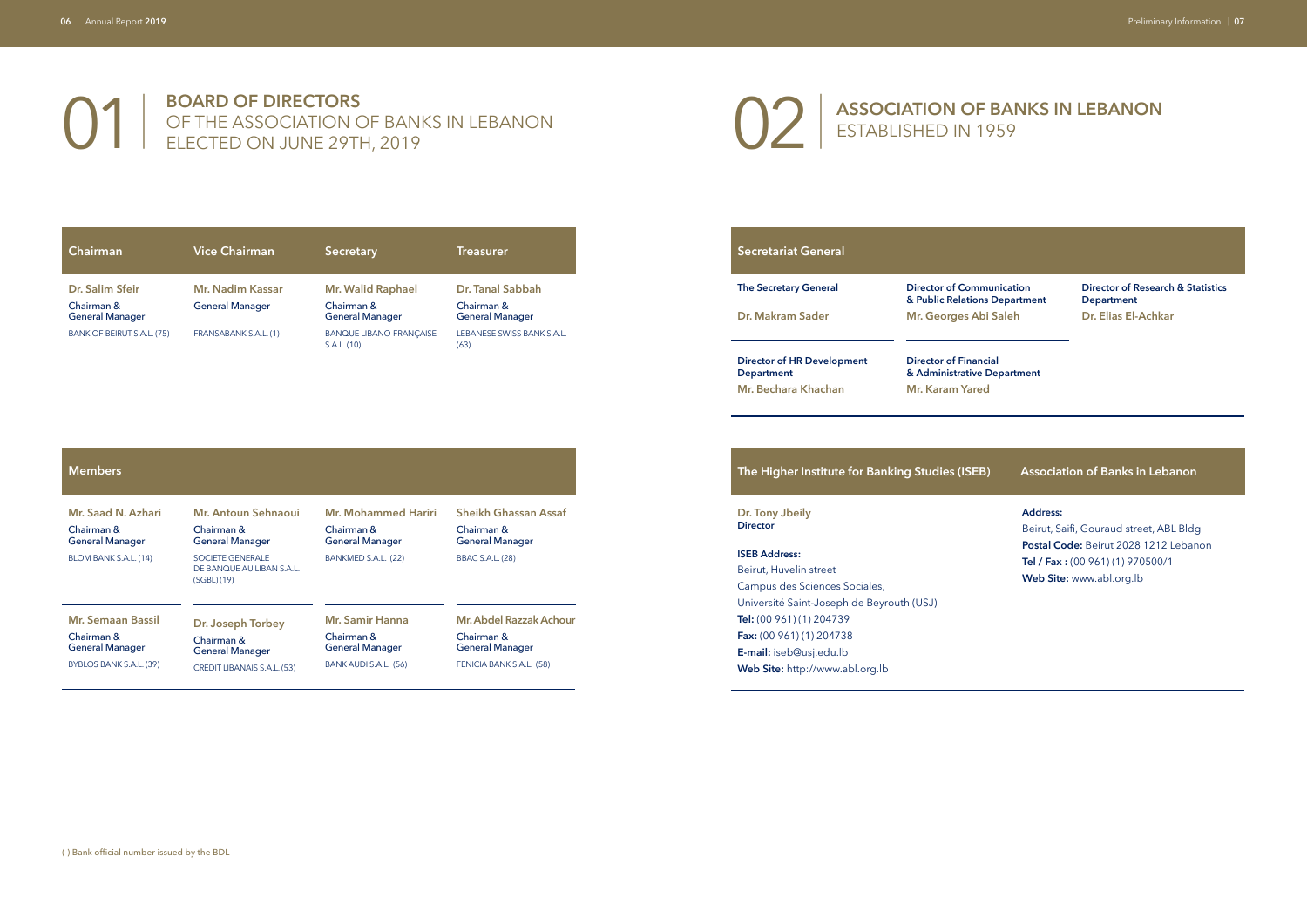# 01 BOARD OF DIRECTORS OF THE ASSOCIATION OF BANKS IN LEBANON ELECTED ON JUNE 29TH, 2019

| Chairman | Vice Chairman | Secretary | Treasurer |
|---|---|---|---|
| **Dr. Salim Sfeir**<br>Chairman & General Manager<br>BANK OF BEIRUT S.A.L. (75) | **Mr. Nadim Kassar**<br>General Manager<br>FRANSABANK S.A.L. (1) | **Mr. Walid Raphael**<br>Chairman & General Manager<br>BANQUE LIBANO-FRANÇAISE S.A.L. (10) | **Dr. Tanal Sabbah**<br>Chairman & General Manager<br>LEBANESE SWISS BANK S.A.L. (63) |

| Members | | | |
|---|---|---|---|
| **Mr. Saad N. Azhari**<br>Chairman & General Manager<br>BLOM BANK S.A.L. (14) | **Mr. Antoun Sehnaoui**<br>Chairman & General Manager<br>SOCIETE GENERALE DE BANQUE AU LIBAN S.A.L. (SGBL) (19) | **Mr. Mohammed Hariri**<br>Chairman & General Manager<br>BANKMED S.A.L. (22) | **Sheikh Ghassan Assaf**<br>Chairman & General Manager<br>BBAC S.A.L. (28) |
| **Mr. Semaan Bassil**<br>Chairman & General Manager<br>BYBLOS BANK S.A.L. (39) | **Dr. Joseph Torbey**<br>Chairman & General Manager<br>CREDIT LIBANAIS S.A.L. (53) | **Mr. Samir Hanna**<br>Chairman & General Manager<br>BANK AUDI S.A.L. (56) | **Mr. Abdel Razzak Achour**<br>Chairman & General Manager<br>FENICIA BANK S.A.L. (58) |

( ) Bank official number issued by the BDL

# 02 ASSOCIATION OF BANKS IN LEBANON ESTABLISHED IN 1959

## Secretariat General

| The Secretary General | Director of Communication & Public Relations Department | Director of Research & Statistics Department |
|---|---|---|
| Dr. Makram Sader | Mr. Georges Abi Saleh | Dr. Elias El-Achkar |

| Director of HR Development Department | Director of Financial & Administrative Department |
|---|---|
| Mr. Bechara Khachan | Mr. Karam Yared |

## The Higher Institute for Banking Studies (ISEB)

**Dr. Tony Jbeily**
**Director**

**ISEB Address:**
Beirut, Huvelin street
Campus des Sciences Sociales,
Université Saint-Joseph de Beyrouth (USJ)
**Tel:** (00 961) (1) 204739
**Fax:** (00 961) (1) 204738
**E-mail:** iseb@usj.edu.lb
**Web Site:** http://www.abl.org.lb

## Association of Banks in Lebanon

**Address:**
Beirut, Saifi, Gouraud street, ABL Bldg
**Postal Code:** Beirut 2028 1212 Lebanon
**Tel / Fax :** (00 961) (1) 970500/1
**Web Site:** www.abl.org.lb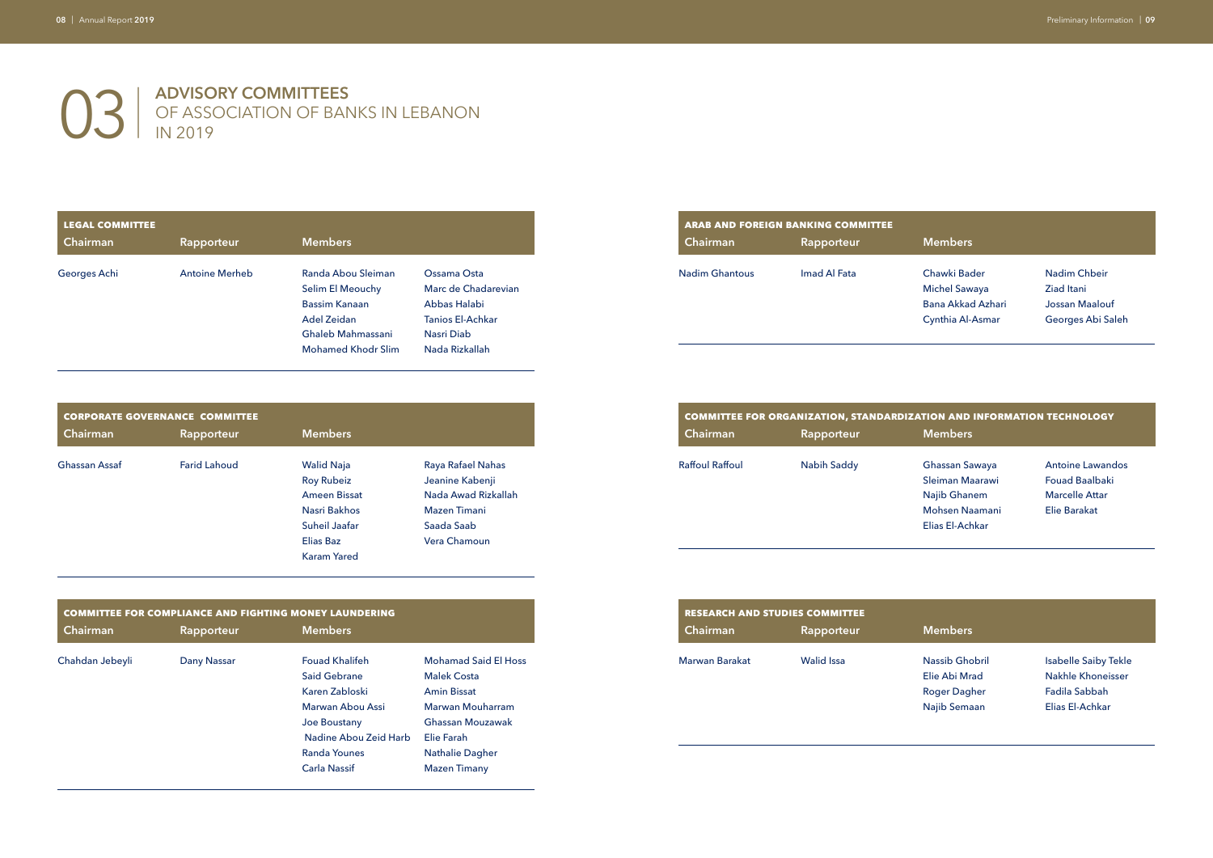# 03 ADVISORY COMMITTEES OF ASSOCIATION OF BANKS IN LEBANON IN 2019

**LEGAL COMMITTEE**

| Chairman | Rapporteur | Members | |
|---|---|---|---|
| Georges Achi | Antoine Merheb | Randa Abou Sleiman | Ossama Osta |
| | | Selim El Meouchy | Marc de Chadarevian |
| | | Bassim Kanaan | Abbas Halabi |
| | | Adel Zeidan | Tanios El-Achkar |
| | | Ghaleb Mahmassani | Nasri Diab |
| | | Mohamed Khodr Slim | Nada Rizkallah |

**CORPORATE GOVERNANCE COMMITTEE**

| Chairman | Rapporteur | Members | |
|---|---|---|---|
| Ghassan Assaf | Farid Lahoud | Walid Naja | Raya Rafael Nahas |
| | | Roy Rubeiz | Jeanine Kabenji |
| | | Ameen Bissat | Nada Awad Rizkallah |
| | | Nasri Bakhos | Mazen Timani |
| | | Suheil Jaafar | Saada Saab |
| | | Elias Baz | Vera Chamoun |
| | | Karam Yared | |

**COMMITTEE FOR COMPLIANCE AND FIGHTING MONEY LAUNDERING**

| Chairman | Rapporteur | Members | |
|---|---|---|---|
| Chahdan Jebeyli | Dany Nassar | Fouad Khalifeh | Mohamad Said El Hoss |
| | | Said Gebrane | Malek Costa |
| | | Karen Zabloski | Amin Bissat |
| | | Marwan Abou Assi | Marwan Mouharram |
| | | Joe Boustany | Ghassan Mouzawak |
| | | Nadine Abou Zeid Harb | Elie Farah |
| | | Randa Younes | Nathalie Dagher |
| | | Carla Nassif | Mazen Timany |

**ARAB AND FOREIGN BANKING COMMITTEE**

| Chairman | Rapporteur | Members | |
|---|---|---|---|
| Nadim Ghantous | Imad Al Fata | Chawki Bader | Nadim Chbeir |
| | | Michel Sawaya | Ziad Itani |
| | | Bana Akkad Azhari | Jossan Maalouf |
| | | Cynthia Al-Asmar | Georges Abi Saleh |

**COMMITTEE FOR ORGANIZATION, STANDARDIZATION AND INFORMATION TECHNOLOGY**

| Chairman | Rapporteur | Members | |
|---|---|---|---|
| Raffoul Raffoul | Nabih Saddy | Ghassan Sawaya | Antoine Lawandos |
| | | Sleiman Maarawi | Fouad Baalbaki |
| | | Najib Ghanem | Marcelle Attar |
| | | Mohsen Naamani | Elie Barakat |
| | | Elias El-Achkar | |

**RESEARCH AND STUDIES COMMITTEE**

| Chairman | Rapporteur | Members | |
|---|---|---|---|
| Marwan Barakat | Walid Issa | Nassib Ghobril | Isabelle Saiby Tekle |
| | | Elie Abi Mrad | Nakhle Khoneisser |
| | | Roger Dagher | Fadila Sabbah |
| | | Najib Semaan | Elias El-Achkar |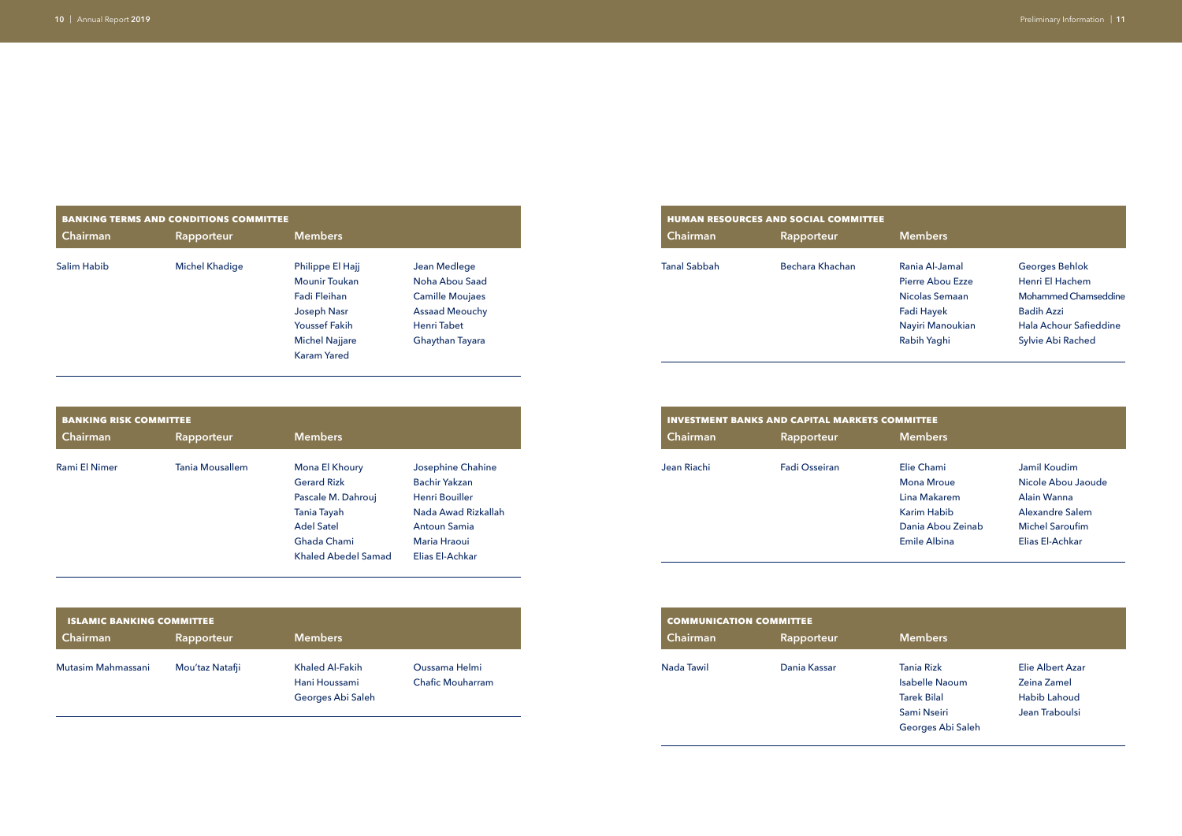## BANKING TERMS AND CONDITIONS COMMITTEE

| Chairman | Rapporteur | Members | |
|---|---|---|---|
| Salim Habib | Michel Khadige | Philippe El Hajj | Jean Medlege |
| | | Mounir Toukan | Noha Abou Saad |
| | | Fadi Fleihan | Camille Moujaes |
| | | Joseph Nasr | Assaad Meouchy |
| | | Youssef Fakih | Henri Tabet |
| | | Michel Najjare | Ghaythan Tayara |
| | | Karam Yared | |

## BANKING RISK COMMITTEE

| Chairman | Rapporteur | Members | |
|---|---|---|---|
| Rami El Nimer | Tania Mousallem | Mona El Khoury | Josephine Chahine |
| | | Gerard Rizk | Bachir Yakzan |
| | | Pascale M. Dahrouj | Henri Bouiller |
| | | Tania Tayah | Nada Awad Rizkallah |
| | | Adel Satel | Antoun Samia |
| | | Ghada Chami | Maria Hraoui |
| | | Khaled Abedel Samad | Elias El-Achkar |

## ISLAMIC BANKING COMMITTEE

| Chairman | Rapporteur | Members | |
|---|---|---|---|
| Mutasim Mahmassani | Mou'taz Natafji | Khaled Al-Fakih | Oussama Helmi |
| | | Hani Houssami | Chafic Mouharram |
| | | Georges Abi Saleh | |

## HUMAN RESOURCES AND SOCIAL COMMITTEE

| Chairman | Rapporteur | Members | |
|---|---|---|---|
| Tanal Sabbah | Bechara Khachan | Rania Al-Jamal | Georges Behlok |
| | | Pierre Abou Ezze | Henri El Hachem |
| | | Nicolas Semaan | Mohammed Chamseddine |
| | | Fadi Hayek | Badih Azzi |
| | | Nayiri Manoukian | Hala Achour Safieddine |
| | | Rabih Yaghi | Sylvie Abi Rached |

## INVESTMENT BANKS AND CAPITAL MARKETS COMMITTEE

| Chairman | Rapporteur | Members | |
|---|---|---|---|
| Jean Riachi | Fadi Osseiran | Elie Chami | Jamil Koudim |
| | | Mona Mroue | Nicole Abou Jaoude |
| | | Lina Makarem | Alain Wanna |
| | | Karim Habib | Alexandre Salem |
| | | Dania Abou Zeinab | Michel Saroufim |
| | | Emile Albina | Elias El-Achkar |

## COMMUNICATION COMMITTEE

| Chairman | Rapporteur | Members | |
|---|---|---|---|
| Nada Tawil | Dania Kassar | Tania Rizk | Elie Albert Azar |
| | | Isabelle Naoum | Zeina Zamel |
| | | Tarek Bilal | Habib Lahoud |
| | | Sami Nseiri | Jean Traboulsi |
| | | Georges Abi Saleh | |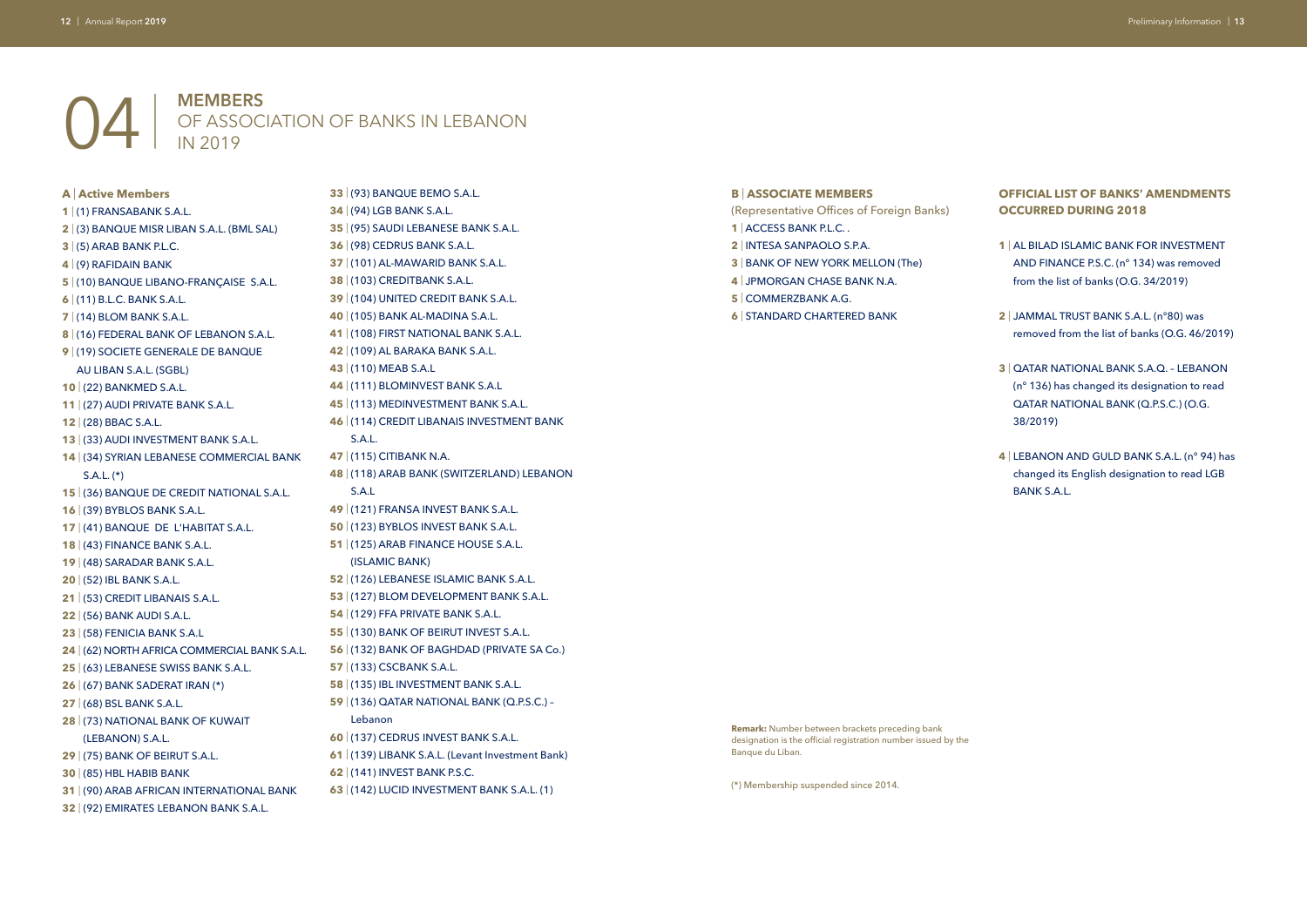# 04 MEMBERS OF ASSOCIATION OF BANKS IN LEBANON IN 2019

**A | Active Members**

1 | (1) FRANSABANK S.A.L.
2 | (3) BANQUE MISR LIBAN S.A.L. (BML SAL)
3 | (5) ARAB BANK P.L.C.
4 | (9) RAFIDAIN BANK
5 | (10) BANQUE LIBANO-FRANÇAISE S.A.L.
6 | (11) B.L.C. BANK S.A.L.
7 | (14) BLOM BANK S.A.L.
8 | (16) FEDERAL BANK OF LEBANON S.A.L.
9 | (19) SOCIETE GENERALE DE BANQUE AU LIBAN S.A.L. (SGBL)
10 | (22) BANKMED S.A.L.
11 | (27) AUDI PRIVATE BANK S.A.L.
12 | (28) BBAC S.A.L.
13 | (33) AUDI INVESTMENT BANK S.A.L.
14 | (34) SYRIAN LEBANESE COMMERCIAL BANK S.A.L. (*)
15 | (36) BANQUE DE CREDIT NATIONAL S.A.L.
16 | (39) BYBLOS BANK S.A.L.
17 | (41) BANQUE DE L'HABITAT S.A.L.
18 | (43) FINANCE BANK S.A.L.
19 | (48) SARADAR BANK S.A.L.
20 | (52) IBL BANK S.A.L.
21 | (53) CREDIT LIBANAIS S.A.L.
22 | (56) BANK AUDI S.A.L.
23 | (58) FENICIA BANK S.A.L
24 | (62) NORTH AFRICA COMMERCIAL BANK S.A.L.
25 | (63) LEBANESE SWISS BANK S.A.L.
26 | (67) BANK SADERAT IRAN (*)
27 | (68) BSL BANK S.A.L.
28 | (73) NATIONAL BANK OF KUWAIT (LEBANON) S.A.L.
29 | (75) BANK OF BEIRUT S.A.L.
30 | (85) HBL HABIB BANK
31 | (90) ARAB AFRICAN INTERNATIONAL BANK
32 | (92) EMIRATES LEBANON BANK S.A.L.
33 | (93) BANQUE BEMO S.A.L.
34 | (94) LGB BANK S.A.L.
35 | (95) SAUDI LEBANESE BANK S.A.L.
36 | (98) CEDRUS BANK S.A.L.
37 | (101) AL-MAWARID BANK S.A.L.
38 | (103) CREDITBANK S.A.L.
39 | (104) UNITED CREDIT BANK S.A.L.
40 | (105) BANK AL-MADINA S.A.L.
41 | (108) FIRST NATIONAL BANK S.A.L.
42 | (109) AL BARAKA BANK S.A.L.
43 | (110) MEAB S.A.L
44 | (111) BLOMINVEST BANK S.A.L
45 | (113) MEDINVESTMENT BANK S.A.L.
46 | (114) CREDIT LIBANAIS INVESTMENT BANK S.A.L.
47 | (115) CITIBANK N.A.
48 | (118) ARAB BANK (SWITZERLAND) LEBANON S.A.L
49 | (121) FRANSA INVEST BANK S.A.L.
50 | (123) BYBLOS INVEST BANK S.A.L.
51 | (125) ARAB FINANCE HOUSE S.A.L. (ISLAMIC BANK)
52 | (126) LEBANESE ISLAMIC BANK S.A.L.
53 | (127) BLOM DEVELOPMENT BANK S.A.L.
54 | (129) FFA PRIVATE BANK S.A.L.
55 | (130) BANK OF BEIRUT INVEST S.A.L.
56 | (132) BANK OF BAGHDAD (PRIVATE SA Co.)
57 | (133) CSCBANK S.A.L.
58 | (135) IBL INVESTMENT BANK S.A.L.
59 | (136) QATAR NATIONAL BANK (Q.P.S.C.) – Lebanon
60 | (137) CEDRUS INVEST BANK S.A.L.
61 | (139) LIBANK S.A.L. (Levant Investment Bank)
62 | (141) INVEST BANK P.S.C.
63 | (142) LUCID INVESTMENT BANK S.A.L. (1)

**B | ASSOCIATE MEMBERS**

(Representative Offices of Foreign Banks)

1 | ACCESS BANK P.L.C. .
2 | INTESA SANPAOLO S.P.A.
3 | BANK OF NEW YORK MELLON (The)
4 | JPMORGAN CHASE BANK N.A.
5 | COMMERZBANK A.G.
6 | STANDARD CHARTERED BANK

**Remark:** Number between brackets preceding bank designation is the official registration number issued by the Banque du Liban.

(*) Membership suspended since 2014.

**OFFICIAL LIST OF BANKS' AMENDMENTS OCCURRED DURING 2018**

1 | AL BILAD ISLAMIC BANK FOR INVESTMENT AND FINANCE P.S.C. (n° 134) was removed from the list of banks (O.G. 34/2019)

2 | JAMMAL TRUST BANK S.A.L. (n°80) was removed from the list of banks (O.G. 46/2019)

3 | QATAR NATIONAL BANK S.A.Q. – LEBANON (n° 136) has changed its designation to read QATAR NATIONAL BANK (Q.P.S.C.) (O.G. 38/2019)

4 | LEBANON AND GULD BANK S.A.L. (n° 94) has changed its English designation to read LGB BANK S.A.L.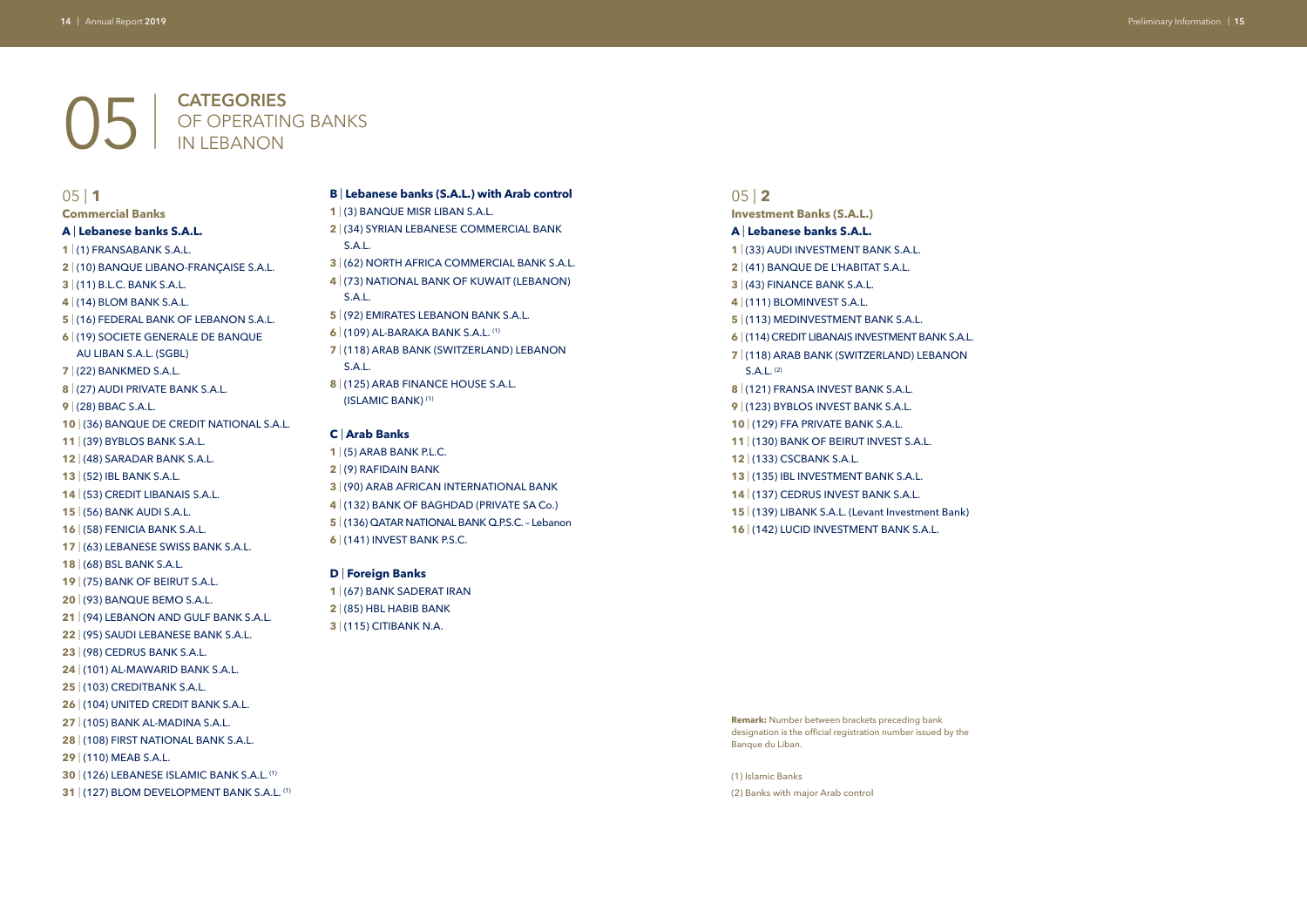# 05 | CATEGORIES OF OPERATING BANKS IN LEBANON

## 05 | 1

### Commercial Banks

#### A | Lebanese banks S.A.L.

**1** | (1) FRANSABANK S.A.L.
**2** | (10) BANQUE LIBANO-FRANÇAISE S.A.L.
**3** | (11) B.L.C. BANK S.A.L.
**4** | (14) BLOM BANK S.A.L.
**5** | (16) FEDERAL BANK OF LEBANON S.A.L.
**6** | (19) SOCIETE GENERALE DE BANQUE AU LIBAN S.A.L. (SGBL)
**7** | (22) BANKMED S.A.L.
**8** | (27) AUDI PRIVATE BANK S.A.L.
**9** | (28) BBAC S.A.L.
**10** | (36) BANQUE DE CREDIT NATIONAL S.A.L.
**11** | (39) BYBLOS BANK S.A.L.
**12** | (48) SARADAR BANK S.A.L.
**13** | (52) IBL BANK S.A.L.
**14** | (53) CREDIT LIBANAIS S.A.L.
**15** | (56) BANK AUDI S.A.L.
**16** | (58) FENICIA BANK S.A.L.
**17** | (63) LEBANESE SWISS BANK S.A.L.
**18** | (68) BSL BANK S.A.L.
**19** | (75) BANK OF BEIRUT S.A.L.
**20** | (93) BANQUE BEMO S.A.L.
**21** | (94) LEBANON AND GULF BANK S.A.L.
**22** | (95) SAUDI LEBANESE BANK S.A.L.
**23** | (98) CEDRUS BANK S.A.L.
**24** | (101) AL-MAWARID BANK S.A.L.
**25** | (103) CREDITBANK S.A.L.
**26** | (104) UNITED CREDIT BANK S.A.L.
**27** | (105) BANK AL-MADINA S.A.L.
**28** | (108) FIRST NATIONAL BANK S.A.L.
**29** | (110) MEAB S.A.L.
**30** | (126) LEBANESE ISLAMIC BANK S.A.L. (1)
**31** | (127) BLOM DEVELOPMENT BANK S.A.L. (1)

#### B | Lebanese banks (S.A.L.) with Arab control

**1** | (3) BANQUE MISR LIBAN S.A.L.
**2** | (34) SYRIAN LEBANESE COMMERCIAL BANK S.A.L.
**3** | (62) NORTH AFRICA COMMERCIAL BANK S.A.L.
**4** | (73) NATIONAL BANK OF KUWAIT (LEBANON) S.A.L.
**5** | (92) EMIRATES LEBANON BANK S.A.L.
**6** | (109) AL-BARAKA BANK S.A.L. (1)
**7** | (118) ARAB BANK (SWITZERLAND) LEBANON S.A.L.
**8** | (125) ARAB FINANCE HOUSE S.A.L. (ISLAMIC BANK) (1)

#### C | Arab Banks

**1** | (5) ARAB BANK P.L.C.
**2** | (9) RAFIDAIN BANK
**3** | (90) ARAB AFRICAN INTERNATIONAL BANK
**4** | (132) BANK OF BAGHDAD (PRIVATE SA Co.)
**5** | (136) QATAR NATIONAL BANK Q.P.S.C. – Lebanon
**6** | (141) INVEST BANK P.S.C.

#### D | Foreign Banks

**1** | (67) BANK SADERAT IRAN
**2** | (85) HBL HABIB BANK
**3** | (115) CITIBANK N.A.

## 05 | 2

### Investment Banks (S.A.L.)

#### A | Lebanese banks S.A.L.

**1** | (33) AUDI INVESTMENT BANK S.A.L.
**2** | (41) BANQUE DE L'HABITAT S.A.L.
**3** | (43) FINANCE BANK S.A.L.
**4** | (111) BLOMINVEST S.A.L.
**5** | (113) MEDINVESTMENT BANK S.A.L.
**6** | (114) CREDIT LIBANAIS INVESTMENT BANK S.A.L.
**7** | (118) ARAB BANK (SWITZERLAND) LEBANON S.A.L. (2)
**8** | (121) FRANSA INVEST BANK S.A.L.
**9** | (123) BYBLOS INVEST BANK S.A.L.
**10** | (129) FFA PRIVATE BANK S.A.L.
**11** | (130) BANK OF BEIRUT INVEST S.A.L.
**12** | (133) CSCBANK S.A.L.
**13** | (135) IBL INVESTMENT BANK S.A.L.
**14** | (137) CEDRUS INVEST BANK S.A.L.
**15** | (139) LIBANK S.A.L. (Levant Investment Bank)
**16** | (142) LUCID INVESTMENT BANK S.A.L.

**Remark:** Number between brackets preceding bank designation is the official registration number issued by the Banque du Liban.

(1) Islamic Banks

(2) Banks with major Arab control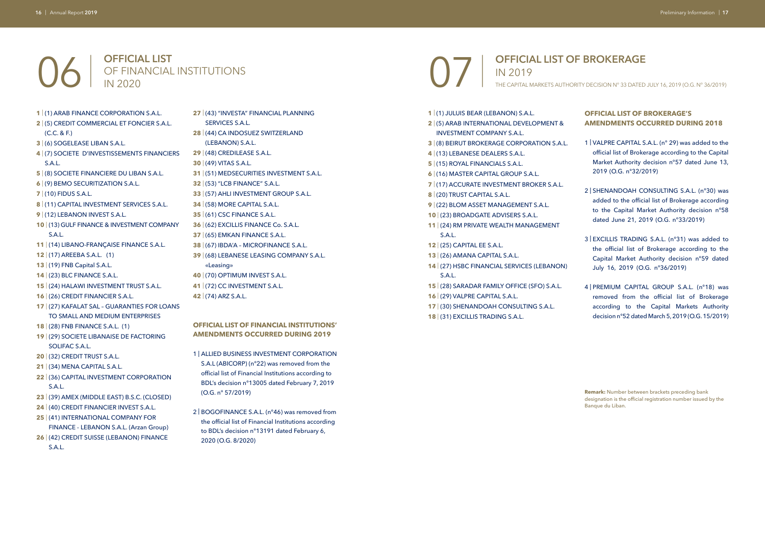# 06 OFFICIAL LIST OF FINANCIAL INSTITUTIONS IN 2020

1 | (1) ARAB FINANCE CORPORATION S.A.L.
2 | (5) CREDIT COMMERCIAL ET FONCIER S.A.L. (C.C. & F.)
3 | (6) SOGELEASE LIBAN S.A.L.
4 | (7) SOCIETE D'INVESTISSEMENTS FINANCIERS S.A.L.
5 | (8) SOCIETE FINANCIERE DU LIBAN S.A.L.
6 | (9) BEMO SECURITIZATION S.A.L.
7 | (10) FIDUS S.A.L.
8 | (11) CAPITAL INVESTMENT SERVICES S.A.L.
9 | (12) LEBANON INVEST S.A.L.
10 | (13) GULF FINANCE & INVESTMENT COMPANY S.A.L.
11 | (14) LIBANO-FRANÇAISE FINANCE S.A.L.
12 | (17) AREEBA S.A.L. (1)
13 | (19) FNB Capital S.A.L.
14 | (23) BLC FINANCE S.A.L.
15 | (24) HALAWI INVESTMENT TRUST S.A.L.
16 | (26) CREDIT FINANCIER S.A.L.
17 | (27) KAFALAT SAL – GUARANTIES FOR LOANS TO SMALL AND MEDIUM ENTERPRISES
18 | (28) FNB FINANCE S.A.L. (1)
19 | (29) SOCIETE LIBANAISE DE FACTORING SOLIFAC S.A.L.
20 | (32) CREDIT TRUST S.A.L.
21 | (34) MENA CAPITAL S.A.L.
22 | (36) CAPITAL INVESTMENT CORPORATION S.A.L.
23 | (39) AMEX (MIDDLE EAST) B.S.C. (CLOSED)
24 | (40) CREDIT FINANCIER INVEST S.A.L.
25 | (41) INTERNATIONAL COMPANY FOR FINANCE - LEBANON S.A.L. (Arzan Group)
26 | (42) CREDIT SUISSE (LEBANON) FINANCE S.A.L.
27 | (43) "INVESTA" FINANCIAL PLANNING SERVICES S.A.L.
28 | (44) CA INDOSUEZ SWITZERLAND (LEBANON) S.A.L.
29 | (48) CREDILEASE S.A.L.
30 | (49) VITAS S.A.L.
31 | (51) MEDSECURITIES INVESTMENT S.A.L.
32 | (53) "LCB FINANCE" S.A.L.
33 | (57) AHLI INVESTMENT GROUP S.A.L.
34 | (58) MORE CAPITAL S.A.L.
35 | (61) CSC FINANCE S.A.L.
36 | (62) EXCILLIS FINANCE Co. S.A.L.
37 | (65) EMKAN FINANCE S.A.L.
38 | (67) IBDA'A – MICROFINANCE S.A.L.
39 | (68) LEBANESE LEASING COMPANY S.A.L. «Leasing»
40 | (70) OPTIMUM INVEST S.A.L.
41 | (72) CC INVESTMENT S.A.L.
42 | (74) ARZ S.A.L.

### OFFICIAL LIST OF FINANCIAL INSTITUTIONS' AMENDMENTS OCCURRED DURING 2019

1 | ALLIED BUSINESS INVESTMENT CORPORATION S.A.L (ABICORP) (n°22) was removed from the official list of Financial Institutions according to BDL's decision n°13005 dated February 7, 2019 (O.G. n° 57/2019)

2 | BOGOFINANCE S.A.L. (n°46) was removed from the official list of Financial Institutions according to BDL's decision n°13191 dated February 6, 2020 (O.G. 8/2020)

# 07 OFFICIAL LIST OF BROKERAGE IN 2019

THE CAPITAL MARKETS AUTHORITY DECISION N° 33 DATED JULY 16, 2019 (O.G. N° 36/2019)

1 | (1) JULUIS BEAR (LEBANON) S.A.L.
2 | (5) ARAB INTERNATIONAL DEVELOPMENT & INVESTMENT COMPANY S.A.L.
3 | (8) BEIRUT BROKERAGE CORPORATION S.A.L.
4 | (13) LEBANESE DEALERS S.A.L.
5 | (15) ROYAL FINANCIALS S.A.L.
6 | (16) MASTER CAPITAL GROUP S.A.L.
7 | (17) ACCURATE INVESTMENT BROKER S.A.L.
8 | (20) TRUST CAPITAL S.A.L.
9 | (22) BLOM ASSET MANAGEMENT S.A.L.
10 | (23) BROADGATE ADVISERS S.A.L.
11 | (24) RM PRIVATE WEALTH MANAGEMENT S.A.L.
12 | (25) CAPITAL EE S.A.L.
13 | (26) AMANA CAPITAL S.A.L.
14 | (27) HSBC FINANCIAL SERVICES (LEBANON) S.A.L.
15 | (28) SARADAR FAMILY OFFICE (SFO) S.A.L.
16 | (29) VALPRE CAPITAL S.A.L.
17 | (30) SHENANDOAH CONSULTING S.A.L.
18 | (31) EXCILLIS TRADING S.A.L.

### OFFICIAL LIST OF BROKERAGE'S AMENDMENTS OCCURRED DURING 2018

1 | VALPRE CAPITAL S.A.L. (n° 29) was added to the official list of Brokerage according to the Capital Market Authority decision n°57 dated June 13, 2019 (O.G. n°32/2019)

2 | SHENANDOAH CONSULTING S.A.L. (n°30) was added to the official list of Brokerage according to the Capital Market Authority decision n°58 dated June 21, 2019 (O.G. n°33/2019)

3 | EXCILLIS TRADING S.A.L. (n°31) was added to the official list of Brokerage according to the Capital Market Authority decision n°59 dated July 16, 2019 (O.G. n°36/2019)

4 | PREMIUM CAPITAL GROUP S.A.L. (n°18) was removed from the official list of Brokerage according to the Capital Markets Authority decision n°52 dated March 5, 2019 (O.G. 15/2019)

**Remark:** Number between brackets preceding bank designation is the official registration number issued by the Banque du Liban.